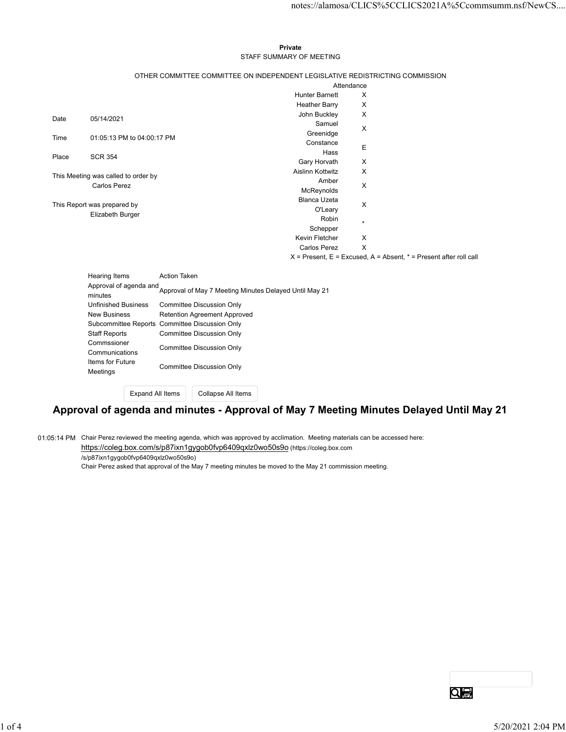**Private**

STAFF SUMMARY OF MEETING

OTHER COMMITTEE COMMITTEE ON INDEPENDENT LEGISLATIVE REDISTRICTING COMMISSION

| | |
|---|---|
| Date | 05/14/2021 |
| Time | 01:05:13 PM to 04:00:17 PM |
| Place | SCR 354 |

This Meeting was called to order by
Carlos Perez

This Report was prepared by
Elizabeth Burger

| Attendance | |
|---|---|
| Hunter Barnett | X |
| Heather Barry | X |
| John Buckley | X |
| Samuel Greenidge | X |
| Constance Hass | E |
| Gary Horvath | X |
| Aislinn Kottwitz | X |
| Amber McReynolds | X |
| Blanca Uzeta O'Leary | X |
| Robin Schepper | * |
| Kevin Fletcher | X |
| Carlos Perez | X |

X = Present, E = Excused, A = Absent, * = Present after roll call

| Hearing Items | Action Taken |
|---|---|
| Approval of agenda and minutes | Approval of May 7 Meeting Minutes Delayed Until May 21 |
| Unfinished Business | Committee Discussion Only |
| New Business | Retention Agreement Approved |
| Subcommittee Reports | Committee Discussion Only |
| Staff Reports | Committee Discussion Only |
| Commssioner Communications | Committee Discussion Only |
| Items for Future Meetings | Committee Discussion Only |

## Approval of agenda and minutes - Approval of May 7 Meeting Minutes Delayed Until May 21

01:05:14 PM Chair Perez reviewed the meeting agenda, which was approved by acclimation. Meeting materials can be accessed here: https://coleg.box.com/s/p87ixn1gygob0fvp6409qxlz0wo50s9o (https://coleg.box.com/s/p87ixn1gygob0fvp6409qxlz0wo50s9o)

Chair Perez asked that approval of the May 7 meeting minutes be moved to the May 21 commission meeting.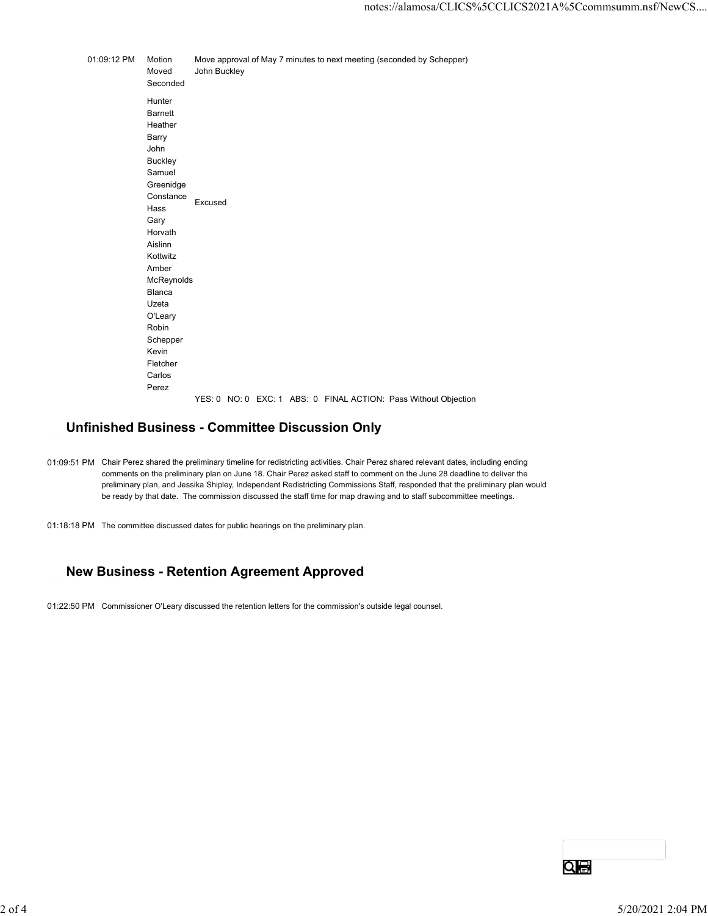| Time | | | |
|---|---|---|---|
| 01:09:12 PM | Motion | Move approval of May 7 minutes to next meeting (seconded by Schepper) | |
| | Moved | John Buckley | |
| | Seconded | | |
| | Hunter Barnett | | |
| | Heather Barry | | |
| | John Buckley | | |
| | Samuel Greenidge | | |
| | Constance Hass | Excused | |
| | Gary Horvath | | |
| | Aislinn Kottwitz | | |
| | Amber McReynolds | | |
| | Blanca Uzeta O'Leary | | |
| | Robin Schepper | | |
| | Kevin Fletcher | | |
| | Carlos Perez | | |
| | | YES: 0 NO: 0 EXC: 1 ABS: 0 FINAL ACTION: Pass Without Objection | |

## Unfinished Business - Committee Discussion Only

01:09:51 PM Chair Perez shared the preliminary timeline for redistricting activities. Chair Perez shared relevant dates, including ending comments on the preliminary plan on June 18. Chair Perez asked staff to comment on the June 28 deadline to deliver the preliminary plan, and Jessika Shipley, Independent Redistricting Commissions Staff, responded that the preliminary plan would be ready by that date. The commission discussed the staff time for map drawing and to staff subcommittee meetings.

01:18:18 PM The committee discussed dates for public hearings on the preliminary plan.

## New Business - Retention Agreement Approved

01:22:50 PM Commissioner O'Leary discussed the retention letters for the commission's outside legal counsel.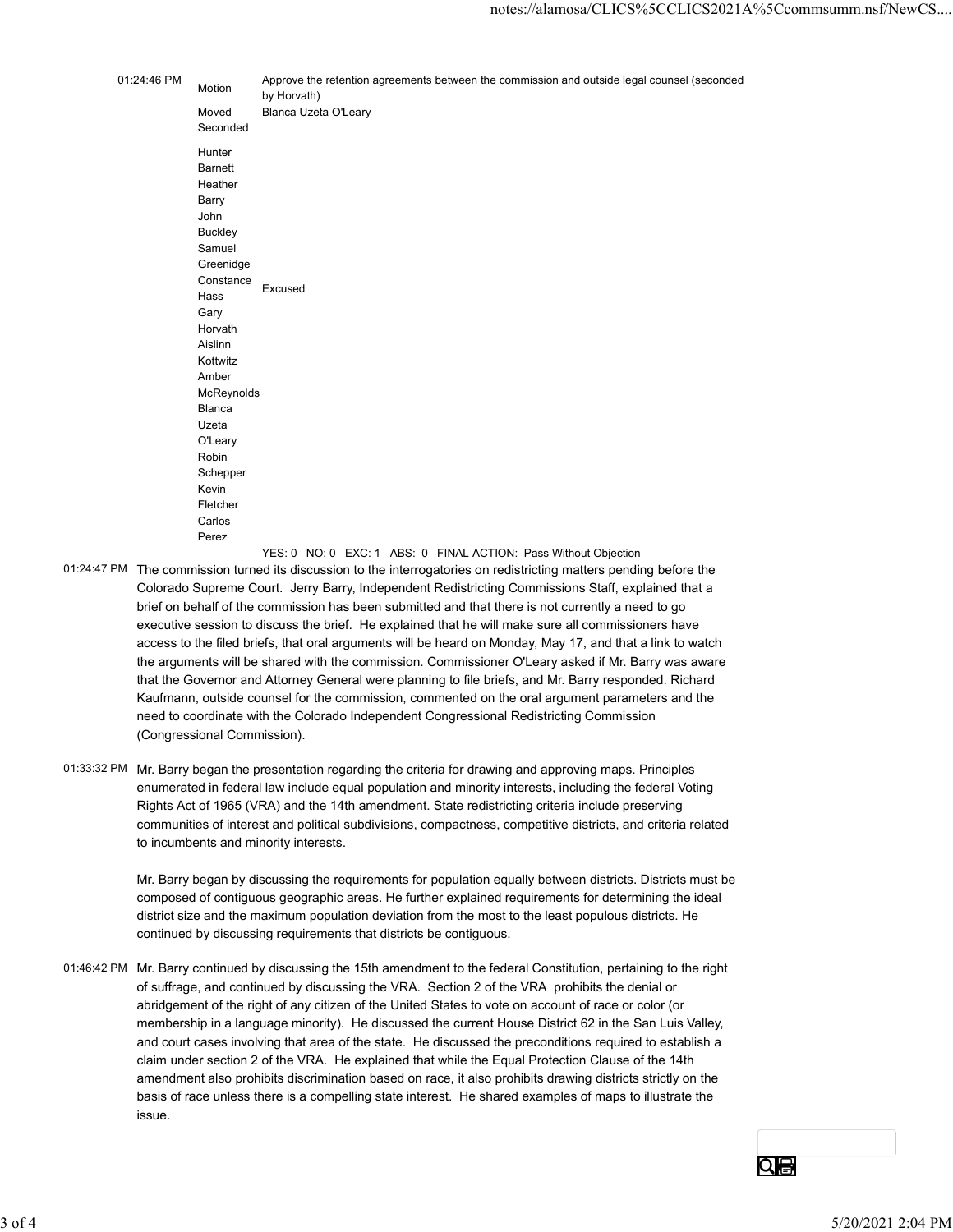01:24:46 PM

| | |
|---|---|
| Motion | Approve the retention agreements between the commission and outside legal counsel (seconded by Horvath) |
| Moved | Blanca Uzeta O'Leary |
| Seconded | |
| Hunter Barnett | |
| Heather Barry | |
| John Buckley | |
| Samuel Greenidge | |
| Constance Hass | Excused |
| Gary Horvath | |
| Aislinn Kottwitz | |
| Amber McReynolds | |
| Blanca Uzeta O'Leary | |
| Robin Schepper | |
| Kevin Fletcher | |
| Carlos Perez | |

YES: 0 NO: 0 EXC: 1 ABS: 0 FINAL ACTION: Pass Without Objection

01:24:47 PM The commission turned its discussion to the interrogatories on redistricting matters pending before the Colorado Supreme Court. Jerry Barry, Independent Redistricting Commissions Staff, explained that a brief on behalf of the commission has been submitted and that there is not currently a need to go executive session to discuss the brief. He explained that he will make sure all commissioners have access to the filed briefs, that oral arguments will be heard on Monday, May 17, and that a link to watch the arguments will be shared with the commission. Commissioner O'Leary asked if Mr. Barry was aware that the Governor and Attorney General were planning to file briefs, and Mr. Barry responded. Richard Kaufmann, outside counsel for the commission, commented on the oral argument parameters and the need to coordinate with the Colorado Independent Congressional Redistricting Commission (Congressional Commission).

01:33:32 PM Mr. Barry began the presentation regarding the criteria for drawing and approving maps. Principles enumerated in federal law include equal population and minority interests, including the federal Voting Rights Act of 1965 (VRA) and the 14th amendment. State redistricting criteria include preserving communities of interest and political subdivisions, compactness, competitive districts, and criteria related to incumbents and minority interests.

Mr. Barry began by discussing the requirements for population equally between districts. Districts must be composed of contiguous geographic areas. He further explained requirements for determining the ideal district size and the maximum population deviation from the most to the least populous districts. He continued by discussing requirements that districts be contiguous.

01:46:42 PM Mr. Barry continued by discussing the 15th amendment to the federal Constitution, pertaining to the right of suffrage, and continued by discussing the VRA. Section 2 of the VRA prohibits the denial or abridgement of the right of any citizen of the United States to vote on account of race or color (or membership in a language minority). He discussed the current House District 62 in the San Luis Valley, and court cases involving that area of the state. He discussed the preconditions required to establish a claim under section 2 of the VRA. He explained that while the Equal Protection Clause of the 14th amendment also prohibits discrimination based on race, it also prohibits drawing districts strictly on the basis of race unless there is a compelling state interest. He shared examples of maps to illustrate the issue.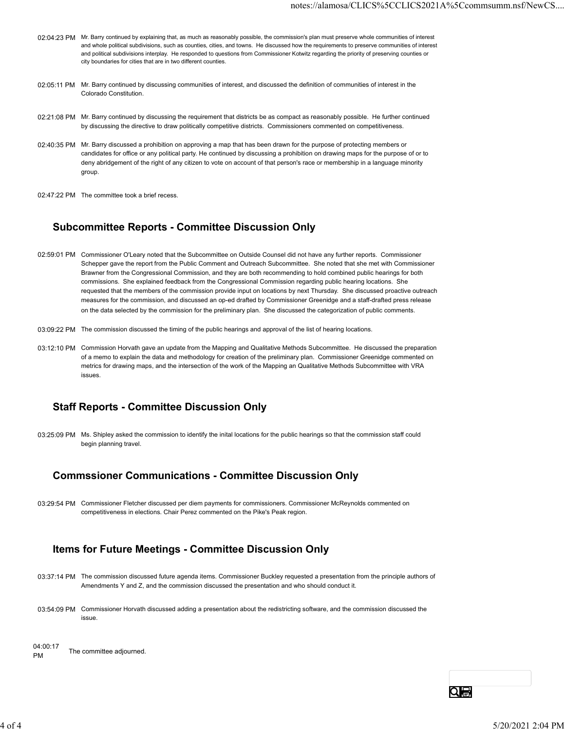| | |
|---|---|
| 02:04:23 PM | Mr. Barry continued by explaining that, as much as reasonably possible, the commission's plan must preserve whole communities of interest and whole political subdivisions, such as counties, cities, and towns. He discussed how the requirements to preserve communities of interest and political subdivisions interplay. He responded to questions from Commissioner Kotwitz regarding the priority of preserving counties or city boundaries for cities that are in two different counties. |
| 02:05:11 PM | Mr. Barry continued by discussing communities of interest, and discussed the definition of communities of interest in the Colorado Constitution. |
| 02:21:08 PM | Mr. Barry continued by discussing the requirement that districts be as compact as reasonably possible. He further continued by discussing the directive to draw politically competitive districts. Commissioners commented on competitiveness. |
| 02:40:35 PM | Mr. Barry discussed a prohibition on approving a map that has been drawn for the purpose of protecting members or candidates for office or any political party. He continued by discussing a prohibition on drawing maps for the purpose of or to deny abridgement of the right of any citizen to vote on account of that person's race or membership in a language minority group. |
| 02:47:22 PM | The committee took a brief recess. |

## Subcommittee Reports - Committee Discussion Only

| | |
|---|---|
| 02:59:01 PM | Commissioner O'Leary noted that the Subcommittee on Outside Counsel did not have any further reports. Commissioner Schepper gave the report from the Public Comment and Outreach Subcommittee. She noted that she met with Commissioner Brawner from the Congressional Commission, and they are both recommending to hold combined public hearings for both commissions. She explained feedback from the Congressional Commission regarding public hearing locations. She requested that the members of the commission provide input on locations by next Thursday. She discussed proactive outreach measures for the commission, and discussed an op-ed drafted by Commissioner Greenidge and a staff-drafted press release on the data selected by the commission for the preliminary plan. She discussed the categorization of public comments. |
| 03:09:22 PM | The commission discussed the timing of the public hearings and approval of the list of hearing locations. |
| 03:12:10 PM | Commission Horvath gave an update from the Mapping and Qualitative Methods Subcommittee. He discussed the preparation of a memo to explain the data and methodology for creation of the preliminary plan. Commissioner Greenidge commented on metrics for drawing maps, and the intersection of the work of the Mapping an Qualitative Methods Subcommittee with VRA issues. |

## Staff Reports - Committee Discussion Only

| | |
|---|---|
| 03:25:09 PM | Ms. Shipley asked the commission to identify the inital locations for the public hearings so that the commission staff could begin planning travel. |

## Commssioner Communications - Committee Discussion Only

| | |
|---|---|
| 03:29:54 PM | Commissioner Fletcher discussed per diem payments for commissioners. Commissioner McReynolds commented on competitiveness in elections. Chair Perez commented on the Pike's Peak region. |

## Items for Future Meetings - Committee Discussion Only

| | |
|---|---|
| 03:37:14 PM | The commission discussed future agenda items. Commissioner Buckley requested a presentation from the principle authors of Amendments Y and Z, and the commission discussed the presentation and who should conduct it. |
| 03:54:09 PM | Commissioner Horvath discussed adding a presentation about the redistricting software, and the commission discussed the issue. |
| 04:00:17 PM | The committee adjourned. |